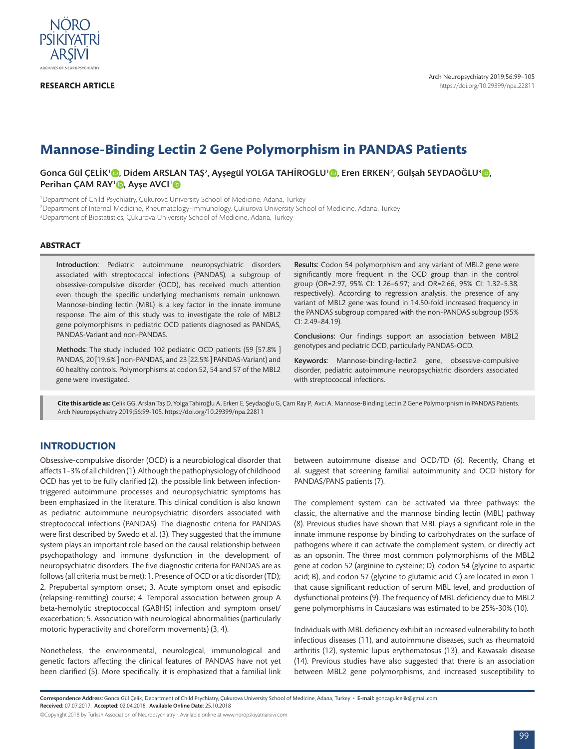**RESEARCH ARTICLE**

# Mannose-Binding Lectin 2 Gene Polymorphism in PANDAS Patients

**Gonca Gül ÇELİK[1], Didem ARSLAN TAŞ[2], Ayşegül YOLGA TAHİROGLU[1], Eren ERKEN[2], Gülşah SEYDAOĞLU[3], Perihan ÇAM RAY[1], Ayşe AVCI[1]**

[1]Department of Child Psychiatry, Çukurova University School of Medicine, Adana, Turkey
[2]Department of Internal Medicine, Rheumatology-Immunology, Çukurova University School of Medicine, Adana, Turkey
[3]Department of Biostatistics, Çukurova University School of Medicine, Adana, Turkey

## ABSTRACT

**Introduction:** Pediatric autoimmune neuropsychiatric disorders associated with streptococcal infections (PANDAS), a subgroup of obsessive-compulsive disorder (OCD), has received much attention even though the specific underlying mechanisms remain unknown. Mannose-binding lectin (MBL) is a key factor in the innate immune response. The aim of this study was to investigate the role of MBL2 gene polymorphisms in pediatric OCD patients diagnosed as PANDAS, PANDAS-Variant and non-PANDAS.

**Methods:** The study included 102 pediatric OCD patients (59 [57.8% ] PANDAS, 20 [19.6% ] non-PANDAS, and 23 [22.5% ] PANDAS-Variant) and 60 healthy controls. Polymorphisms at codon 52, 54 and 57 of the MBL2 gene were investigated.

**Results:** Codon 54 polymorphism and any variant of MBL2 gene were significantly more frequent in the OCD group than in the control group (OR=2.97, 95% CI: 1.26–6.97; and OR=2.66, 95% CI: 1.32–5.38, respectively). According to regression analysis, the presence of any variant of MBL2 gene was found in 14.50-fold increased frequency in the PANDAS subgroup compared with the non-PANDAS subgroup (95% CI: 2.49–84.19).

**Conclusions:** Our findings support an association between MBL2 genotypes and pediatric OCD, particularly PANDAS-OCD.

**Keywords:** Mannose-binding-lectin2 gene, obsessive-compulsive disorder, pediatric autoimmune neuropsychiatric disorders associated with streptococcal infections.

**Cite this article as:** Çelik GG, Arslan Taş D, Yolga Tahiroğlu A, Erken E, Şeydaoğlu G, Çam Ray P, Avcı A. Mannose-Binding Lectin 2 Gene Polymorphism in PANDAS Patients. Arch Neuropsychiatry 2019;56:99-105. https://doi.org/10.29399/npa.22811

## INTRODUCTION

Obsessive-compulsive disorder (OCD) is a neurobiological disorder that affects 1–3% of all children (1). Although the pathophysiology of childhood OCD has yet to be fully clarified (2), the possible link between infection-triggered autoimmune processes and neuropsychiatric symptoms has been emphasized in the literature. This clinical condition is also known as pediatric autoimmune neuropsychiatric disorders associated with streptococcal infections (PANDAS). The diagnostic criteria for PANDAS were first described by Swedo et al. (3). They suggested that the immune system plays an important role based on the causal relationship between psychopathology and immune dysfunction in the development of neuropsychiatric disorders. The five diagnostic criteria for PANDAS are as follows (all criteria must be met): 1. Presence of OCD or a tic disorder (TD); 2. Prepubertal symptom onset; 3. Acute symptom onset and episodic (relapsing-remitting) course; 4. Temporal association between group A beta-hemolytic streptococcal (GABHS) infection and symptom onset/exacerbation; 5. Association with neurological abnormalities (particularly motoric hyperactivity and choreiform movements) (3, 4).

Nonetheless, the environmental, neurological, immunological and genetic factors affecting the clinical features of PANDAS have not yet been clarified (5). More specifically, it is emphasized that a familial link between autoimmune disease and OCD/TD (6). Recently, Chang et al. suggest that screening familial autoimmunity and OCD history for PANDAS/PANS patients (7).

The complement system can be activated via three pathways: the classic, the alternative and the mannose binding lectin (MBL) pathway (8). Previous studies have shown that MBL plays a significant role in the innate immune response by binding to carbohydrates on the surface of pathogens where it can activate the complement system, or directly act as an opsonin. The three most common polymorphisms of the MBL2 gene at codon 52 (arginine to cysteine; D), codon 54 (glycine to aspartic acid; B), and codon 57 (glycine to glutamic acid C) are located in exon 1 that cause significant reduction of serum MBL level, and production of dysfunctional proteins (9). The frequency of MBL deficiency due to MBL2 gene polymorphisms in Caucasians was estimated to be 25%-30% (10).

Individuals with MBL deficiency exhibit an increased vulnerability to both infectious diseases (11), and autoimmune diseases, such as rheumatoid arthritis (12), systemic lupus erythematosus (13), and Kawasaki disease (14). Previous studies have also suggested that there is an association between MBL2 gene polymorphisms, and increased susceptibility to

**Correspondence Address:** Gonca Gül Çelik, Department of Child Psychiatry, Çukurova University School of Medicine, Adana, Turkey • **E-mail:** goncagulcelik@gmail.com
**Received:** 07.07.2017, **Accepted:** 02.04.2018, **Available Online Date:** 25.10.2018

©Copyright 2018 by Turkish Association of Neuropsychiatry - Available online at www.noropskiyatriarsivi.com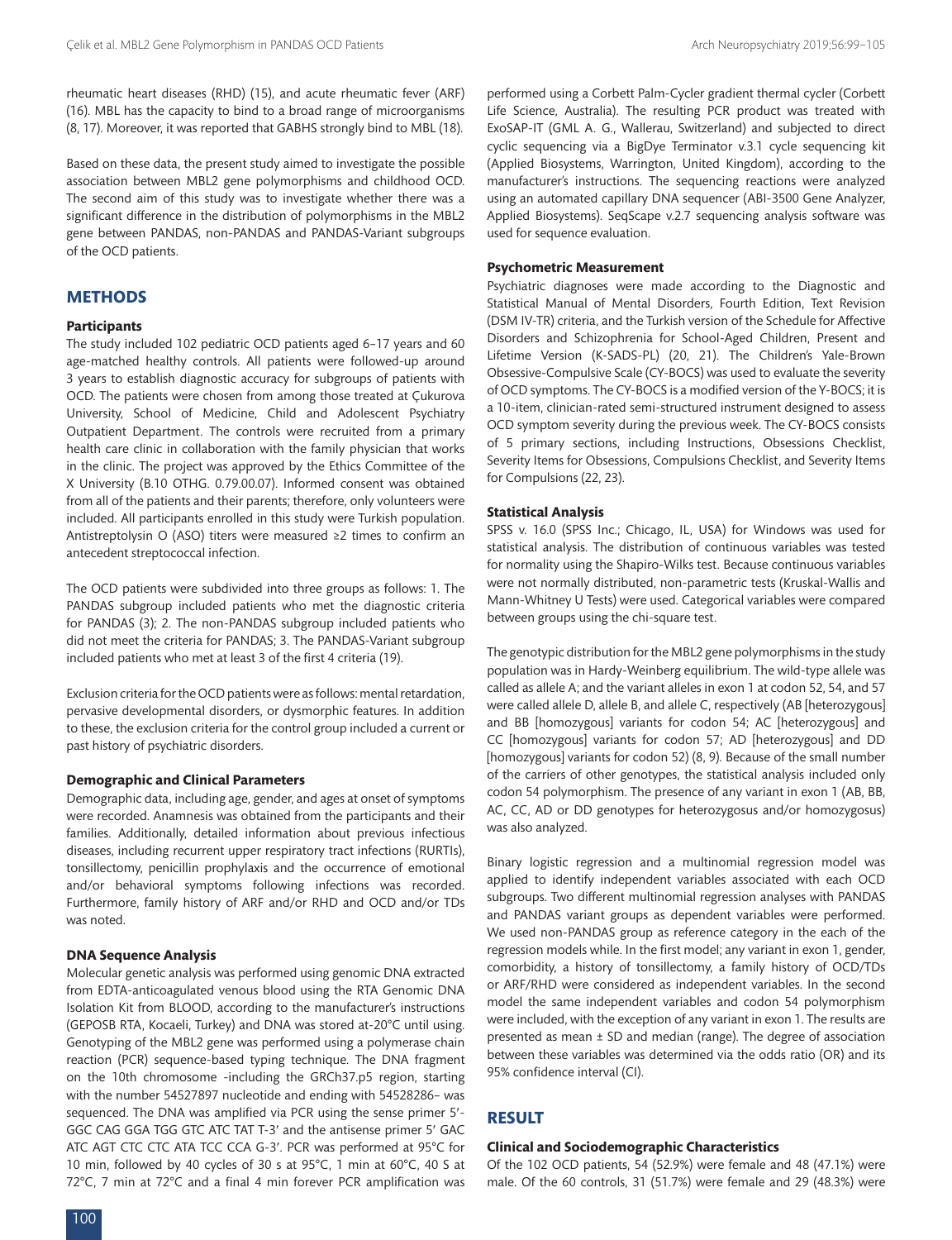rheumatic heart diseases (RHD) (15), and acute rheumatic fever (ARF) (16). MBL has the capacity to bind to a broad range of microorganisms (8, 17). Moreover, it was reported that GABHS strongly bind to MBL (18).

Based on these data, the present study aimed to investigate the possible association between MBL2 gene polymorphisms and childhood OCD. The second aim of this study was to investigate whether there was a significant difference in the distribution of polymorphisms in the MBL2 gene between PANDAS, non-PANDAS and PANDAS-Variant subgroups of the OCD patients.

## METHODS

### Participants

The study included 102 pediatric OCD patients aged 6–17 years and 60 age-matched healthy controls. All patients were followed-up around 3 years to establish diagnostic accuracy for subgroups of patients with OCD. The patients were chosen from among those treated at Çukurova University, School of Medicine, Child and Adolescent Psychiatry Outpatient Department. The controls were recruited from a primary health care clinic in collaboration with the family physician that works in the clinic. The project was approved by the Ethics Committee of the X University (B.10 OTHG. 0.79.00.07). Informed consent was obtained from all of the patients and their parents; therefore, only volunteers were included. All participants enrolled in this study were Turkish population. Antistreptolysin O (ASO) titers were measured ≥2 times to confirm an antecedent streptococcal infection.

The OCD patients were subdivided into three groups as follows: 1. The PANDAS subgroup included patients who met the diagnostic criteria for PANDAS (3); 2. The non-PANDAS subgroup included patients who did not meet the criteria for PANDAS; 3. The PANDAS-Variant subgroup included patients who met at least 3 of the first 4 criteria (19).

Exclusion criteria for the OCD patients were as follows: mental retardation, pervasive developmental disorders, or dysmorphic features. In addition to these, the exclusion criteria for the control group included a current or past history of psychiatric disorders.

### Demographic and Clinical Parameters

Demographic data, including age, gender, and ages at onset of symptoms were recorded. Anamnesis was obtained from the participants and their families. Additionally, detailed information about previous infectious diseases, including recurrent upper respiratory tract infections (RURTIs), tonsillectomy, penicillin prophylaxis and the occurrence of emotional and/or behavioral symptoms following infections was recorded. Furthermore, family history of ARF and/or RHD and OCD and/or TDs was noted.

### DNA Sequence Analysis

Molecular genetic analysis was performed using genomic DNA extracted from EDTA-anticoagulated venous blood using the RTA Genomic DNA Isolation Kit from BLOOD, according to the manufacturer's instructions (GEPOSB RTA, Kocaeli, Turkey) and DNA was stored at-20°C until using. Genotyping of the MBL2 gene was performed using a polymerase chain reaction (PCR) sequence-based typing technique. The DNA fragment on the 10th chromosome -including the GRCh37.p5 region, starting with the number 54527897 nucleotide and ending with 54528286– was sequenced. The DNA was amplified via PCR using the sense primer 5'-GGC CAG GGA TGG GTC ATC TAT T-3' and the antisense primer 5' GAC ATC AGT CTC CTC ATA TCC CCA G-3'. PCR was performed at 95°C for 10 min, followed by 40 cycles of 30 s at 95°C, 1 min at 60°C, 40 S at 72°C, 7 min at 72°C and a final 4 min forever PCR amplification was performed using a Corbett Palm-Cycler gradient thermal cycler (Corbett Life Science, Australia). The resulting PCR product was treated with ExoSAP-IT (GML A. G., Wallerau, Switzerland) and subjected to direct cyclic sequencing via a BigDye Terminator v.3.1 cycle sequencing kit (Applied Biosystems, Warrington, United Kingdom), according to the manufacturer's instructions. The sequencing reactions were analyzed using an automated capillary DNA sequencer (ABI-3500 Gene Analyzer, Applied Biosystems). SeqScape v.2.7 sequencing analysis software was used for sequence evaluation.

### Psychometric Measurement

Psychiatric diagnoses were made according to the Diagnostic and Statistical Manual of Mental Disorders, Fourth Edition, Text Revision (DSM IV-TR) criteria, and the Turkish version of the Schedule for Affective Disorders and Schizophrenia for School-Aged Children, Present and Lifetime Version (K-SADS-PL) (20, 21). The Children's Yale-Brown Obsessive-Compulsive Scale (CY-BOCS) was used to evaluate the severity of OCD symptoms. The CY-BOCS is a modified version of the Y-BOCS; it is a 10-item, clinician-rated semi-structured instrument designed to assess OCD symptom severity during the previous week. The CY-BOCS consists of 5 primary sections, including Instructions, Obsessions Checklist, Severity Items for Obsessions, Compulsions Checklist, and Severity Items for Compulsions (22, 23).

### Statistical Analysis

SPSS v. 16.0 (SPSS Inc.; Chicago, IL, USA) for Windows was used for statistical analysis. The distribution of continuous variables was tested for normality using the Shapiro-Wilks test. Because continuous variables were not normally distributed, non-parametric tests (Kruskal-Wallis and Mann-Whitney U Tests) were used. Categorical variables were compared between groups using the chi-square test.

The genotypic distribution for the MBL2 gene polymorphisms in the study population was in Hardy-Weinberg equilibrium. The wild-type allele was called as allele A; and the variant alleles in exon 1 at codon 52, 54, and 57 were called allele D, allele B, and allele C, respectively (AB [heterozygous] and BB [homozygous] variants for codon 54; AC [heterozygous] and CC [homozygous] variants for codon 57; AD [heterozygous] and DD [homozygous] variants for codon 52) (8, 9). Because of the small number of the carriers of other genotypes, the statistical analysis included only codon 54 polymorphism. The presence of any variant in exon 1 (AB, BB, AC, CC, AD or DD genotypes for heterozygosus and/or homozygosus) was also analyzed.

Binary logistic regression and a multinomial regression model was applied to identify independent variables associated with each OCD subgroups. Two different multinomial regression analyses with PANDAS and PANDAS variant groups as dependent variables were performed. We used non-PANDAS group as reference category in the each of the regression models while. In the first model; any variant in exon 1, gender, comorbidity, a history of tonsillectomy, a family history of OCD/TDs or ARF/RHD were considered as independent variables. In the second model the same independent variables and codon 54 polymorphism were included, with the exception of any variant in exon 1. The results are presented as mean ± SD and median (range). The degree of association between these variables was determined via the odds ratio (OR) and its 95% confidence interval (CI).

## RESULT

### Clinical and Sociodemographic Characteristics

Of the 102 OCD patients, 54 (52.9%) were female and 48 (47.1%) were male. Of the 60 controls, 31 (51.7%) were female and 29 (48.3%) were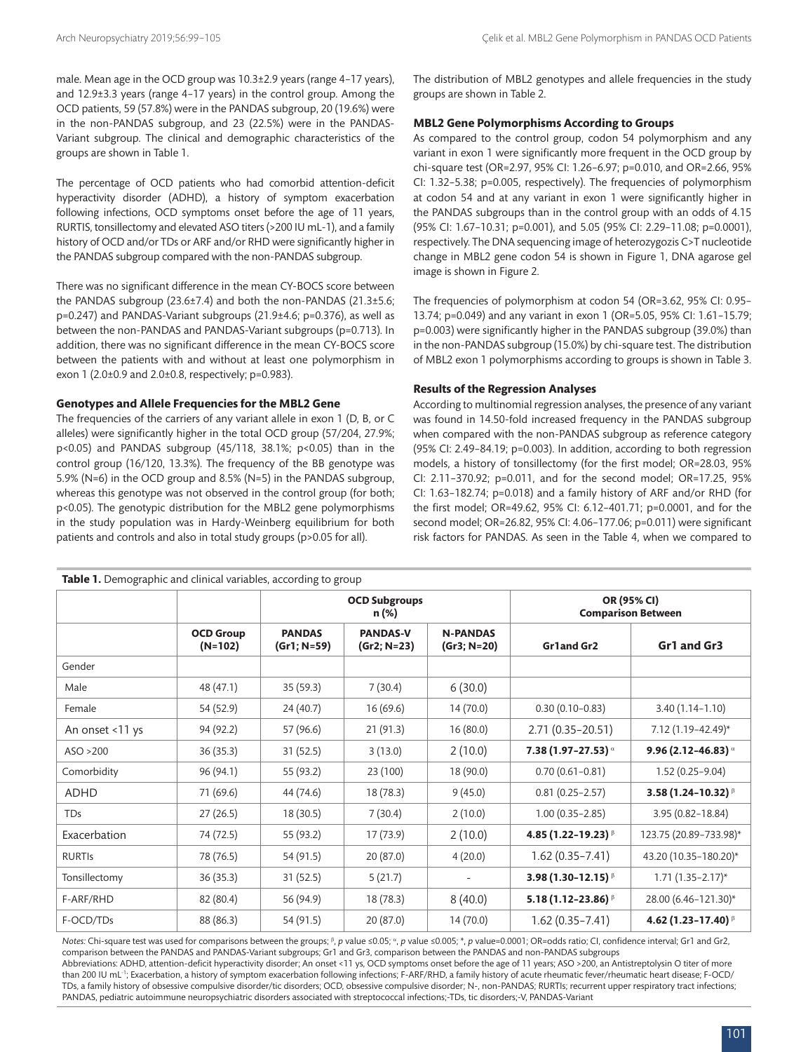male. Mean age in the OCD group was 10.3±2.9 years (range 4–17 years), and 12.9±3.3 years (range 4–17 years) in the control group. Among the OCD patients, 59 (57.8%) were in the PANDAS subgroup, 20 (19.6%) were in the non-PANDAS subgroup, and 23 (22.5%) were in the PANDAS-Variant subgroup. The clinical and demographic characteristics of the groups are shown in Table 1.

The percentage of OCD patients who had comorbid attention-deficit hyperactivity disorder (ADHD), a history of symptom exacerbation following infections, OCD symptoms onset before the age of 11 years, RURTIS, tonsillectomy and elevated ASO titers (>200 IU mL-1), and a family history of OCD and/or TDs or ARF and/or RHD were significantly higher in the PANDAS subgroup compared with the non-PANDAS subgroup.

There was no significant difference in the mean CY-BOCS score between the PANDAS subgroup (23.6±7.4) and both the non-PANDAS (21.3±5.6; p=0.247) and PANDAS-Variant subgroups (21.9±4.6; p=0.376), as well as between the non-PANDAS and PANDAS-Variant subgroups (p=0.713). In addition, there was no significant difference in the mean CY-BOCS score between the patients with and without at least one polymorphism in exon 1 (2.0±0.9 and 2.0±0.8, respectively; p=0.983).

### Genotypes and Allele Frequencies for the MBL2 Gene

The frequencies of the carriers of any variant allele in exon 1 (D, B, or C alleles) were significantly higher in the total OCD group (57/204, 27.9%; p<0.05) and PANDAS subgroup (45/118, 38.1%; p<0.05) than in the control group (16/120, 13.3%). The frequency of the BB genotype was 5.9% (N=6) in the OCD group and 8.5% (N=5) in the PANDAS subgroup, whereas this genotype was not observed in the control group (for both; p<0.05). The genotypic distribution for the MBL2 gene polymorphisms in the study population was in Hardy-Weinberg equilibrium for both patients and controls and also in total study groups (p>0.05 for all).

The distribution of MBL2 genotypes and allele frequencies in the study groups are shown in Table 2.

### MBL2 Gene Polymorphisms According to Groups

As compared to the control group, codon 54 polymorphism and any variant in exon 1 were significantly more frequent in the OCD group by chi-square test (OR=2.97, 95% CI: 1.26–6.97; p=0.010, and OR=2.66, 95% CI: 1.32–5.38; p=0.005, respectively). The frequencies of polymorphism at codon 54 and at any variant in exon 1 were significantly higher in the PANDAS subgroups than in the control group with an odds of 4.15 (95% CI: 1.67–10.31; p=0.001), and 5.05 (95% CI: 2.29–11.08; p=0.0001), respectively. The DNA sequencing image of heterozygozis C>T nucleotide change in MBL2 gene codon 54 is shown in Figure 1, DNA agarose gel image is shown in Figure 2.

The frequencies of polymorphism at codon 54 (OR=3.62, 95% CI: 0.95–13.74; p=0.049) and any variant in exon 1 (OR=5.05, 95% CI: 1.61–15.79; p=0.003) were significantly higher in the PANDAS subgroup (39.0%) than in the non-PANDAS subgroup (15.0%) by chi-square test. The distribution of MBL2 exon 1 polymorphisms according to groups is shown in Table 3.

### Results of the Regression Analyses

According to multinomial regression analyses, the presence of any variant was found in 14.50-fold increased frequency in the PANDAS subgroup when compared with the non-PANDAS subgroup as reference category (95% CI: 2.49–84.19; p=0.003). In addition, according to both regression models, a history of tonsillectomy (for the first model; OR=28.03, 95% CI: 2.11–370.92; p=0.011, and for the second model; OR=17.25, 95% CI: 1.63–182.74; p=0.018) and a family history of ARF and/or RHD (for the first model; OR=49.62, 95% CI: 6.12–401.71; p=0.0001, and for the second model; OR=26.82, 95% CI: 4.06–177.06; p=0.011) were significant risk factors for PANDAS. As seen in the Table 4, when we compared to

**Table 1.** Demographic and clinical variables, according to group

| | | OCD Subgroups n (%) | | | OR (95% CI) Comparison Between | |
|---|---|---|---|---|---|---|
| | **OCD Group (N=102)** | **PANDAS (Gr1; N=59)** | **PANDAS-V (Gr2; N=23)** | **N-PANDAS (Gr3; N=20)** | **Gr1and Gr2** | **Gr1 and Gr3** |
| Gender | | | | | | |
| Male | 48 (47.1) | 35 (59.3) | 7 (30.4) | 6 (30.0) | | |
| Female | 54 (52.9) | 24 (40.7) | 16 (69.6) | 14 (70.0) | 0.30 (0.10–0.83) | 3.40 (1.14–1.10) |
| An onset <11 ys | 94 (92.2) | 57 (96.6) | 21 (91.3) | 16 (80.0) | 2.71 (0.35–20.51) | 7.12 (1.19–42.49)* |
| ASO >200 | 36 (35.3) | 31 (52.5) | 3 (13.0) | 2 (10.0) | **7.38 (1.97–27.53)** [α] | **9.96 (2.12–46.83)** [α] |
| Comorbidity | 96 (94.1) | 55 (93.2) | 23 (100) | 18 (90.0) | 0.70 (0.61–0.81) | 1.52 (0.25–9.04) |
| ADHD | 71 (69.6) | 44 (74.6) | 18 (78.3) | 9 (45.0) | 0.81 (0.25–2.57) | **3.58 (1.24–10.32)** [β] |
| TDs | 27 (26.5) | 18 (30.5) | 7 (30.4) | 2 (10.0) | 1.00 (0.35–2.85) | 3.95 (0.82–18.84) |
| Exacerbation | 74 (72.5) | 55 (93.2) | 17 (73.9) | 2 (10.0) | **4.85 (1.22–19.23)** [β] | 123.75 (20.89–733.98)* |
| RURTIs | 78 (76.5) | 54 (91.5) | 20 (87.0) | 4 (20.0) | 1.62 (0.35–7.41) | 43.20 (10.35–180.20)* |
| Tonsillectomy | 36 (35.3) | 31 (52.5) | 5 (21.7) | - | **3.98 (1.30–12.15)** [β] | 1.71 (1.35–2.17)* |
| F-ARF/RHD | 82 (80.4) | 56 (94.9) | 18 (78.3) | 8 (40.0) | **5.18 (1.12–23.86)** [β] | 28.00 (6.46–121.30)* |
| F-OCD/TDs | 88 (86.3) | 54 (91.5) | 20 (87.0) | 14 (70.0) | 1.62 (0.35–7.41) | **4.62 (1.23–17.40)** [β] |

*Notes:* Chi-square test was used for comparisons between the groups; [β], *p* value ≤0.05; [α], *p* value ≤0.005; *, *p* value=0.0001; OR=odds ratio; CI, confidence interval; Gr1 and Gr2, comparison between the PANDAS and PANDAS-Variant subgroups; Gr1 and Gr3, comparison between the PANDAS and non-PANDAS subgroups

Abbreviations: ADHD, attention-deficit hyperactivity disorder; An onset <11 ys, OCD symptoms onset before the age of 11 years; ASO >200, an Antistreptolysin O titer of more than 200 IU $mL^{-1}$; Exacerbation, a history of symptom exacerbation following infections; F-ARF/RHD, a family history of acute rheumatic fever/rheumatic heart disease; F-OCD/TDs, a family history of obsessive compulsive disorder/tic disorders; OCD, obsessive compulsive disorder; N-, non-PANDAS; RURTIs; recurrent upper respiratory tract infections; PANDAS, pediatric autoimmune neuropsychiatric disorders associated with streptococcal infections;-TDs, tic disorders;-V, PANDAS-Variant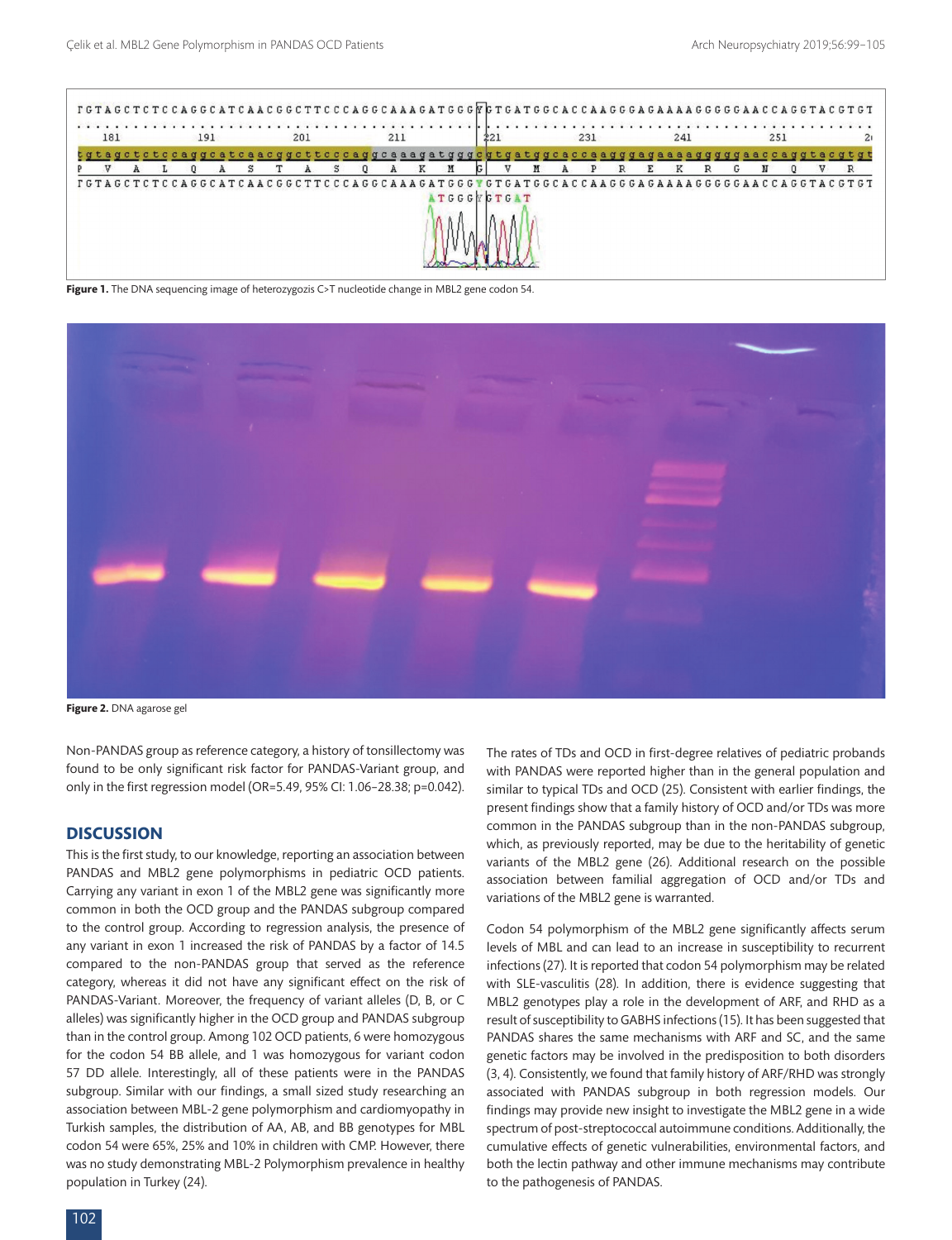Figure 1. The DNA sequencing image of heterozygozis C>T nucleotide change in MBL2 gene codon 54.

Figure 2. DNA agarose gel

Non-PANDAS group as reference category, a history of tonsillectomy was found to be only significant risk factor for PANDAS-Variant group, and only in the first regression model (OR=5.49, 95% CI: 1.06–28.38; p=0.042).

## DISCUSSION

This is the first study, to our knowledge, reporting an association between PANDAS and MBL2 gene polymorphisms in pediatric OCD patients. Carrying any variant in exon 1 of the MBL2 gene was significantly more common in both the OCD group and the PANDAS subgroup compared to the control group. According to regression analysis, the presence of any variant in exon 1 increased the risk of PANDAS by a factor of 14.5 compared to the non-PANDAS group that served as the reference category, whereas it did not have any significant effect on the risk of PANDAS-Variant. Moreover, the frequency of variant alleles (D, B, or C alleles) was significantly higher in the OCD group and PANDAS subgroup than in the control group. Among 102 OCD patients, 6 were homozygous for the codon 54 BB allele, and 1 was homozygous for variant codon 57 DD allele. Interestingly, all of these patients were in the PANDAS subgroup. Similar with our findings, a small sized study researching an association between MBL-2 gene polymorphism and cardiomyopathy in Turkish samples, the distribution of AA, AB, and BB genotypes for MBL codon 54 were 65%, 25% and 10% in children with CMP. However, there was no study demonstrating MBL-2 Polymorphism prevalence in healthy population in Turkey (24).

The rates of TDs and OCD in first-degree relatives of pediatric probands with PANDAS were reported higher than in the general population and similar to typical TDs and OCD (25). Consistent with earlier findings, the present findings show that a family history of OCD and/or TDs was more common in the PANDAS subgroup than in the non-PANDAS subgroup, which, as previously reported, may be due to the heritability of genetic variants of the MBL2 gene (26). Additional research on the possible association between familial aggregation of OCD and/or TDs and variations of the MBL2 gene is warranted.

Codon 54 polymorphism of the MBL2 gene significantly affects serum levels of MBL and can lead to an increase in susceptibility to recurrent infections (27). It is reported that codon 54 polymorphism may be related with SLE-vasculitis (28). In addition, there is evidence suggesting that MBL2 genotypes play a role in the development of ARF, and RHD as a result of susceptibility to GABHS infections (15). It has been suggested that PANDAS shares the same mechanisms with ARF and SC, and the same genetic factors may be involved in the predisposition to both disorders (3, 4). Consistently, we found that family history of ARF/RHD was strongly associated with PANDAS subgroup in both regression models. Our findings may provide new insight to investigate the MBL2 gene in a wide spectrum of post-streptococcal autoimmune conditions. Additionally, the cumulative effects of genetic vulnerabilities, environmental factors, and both the lectin pathway and other immune mechanisms may contribute to the pathogenesis of PANDAS.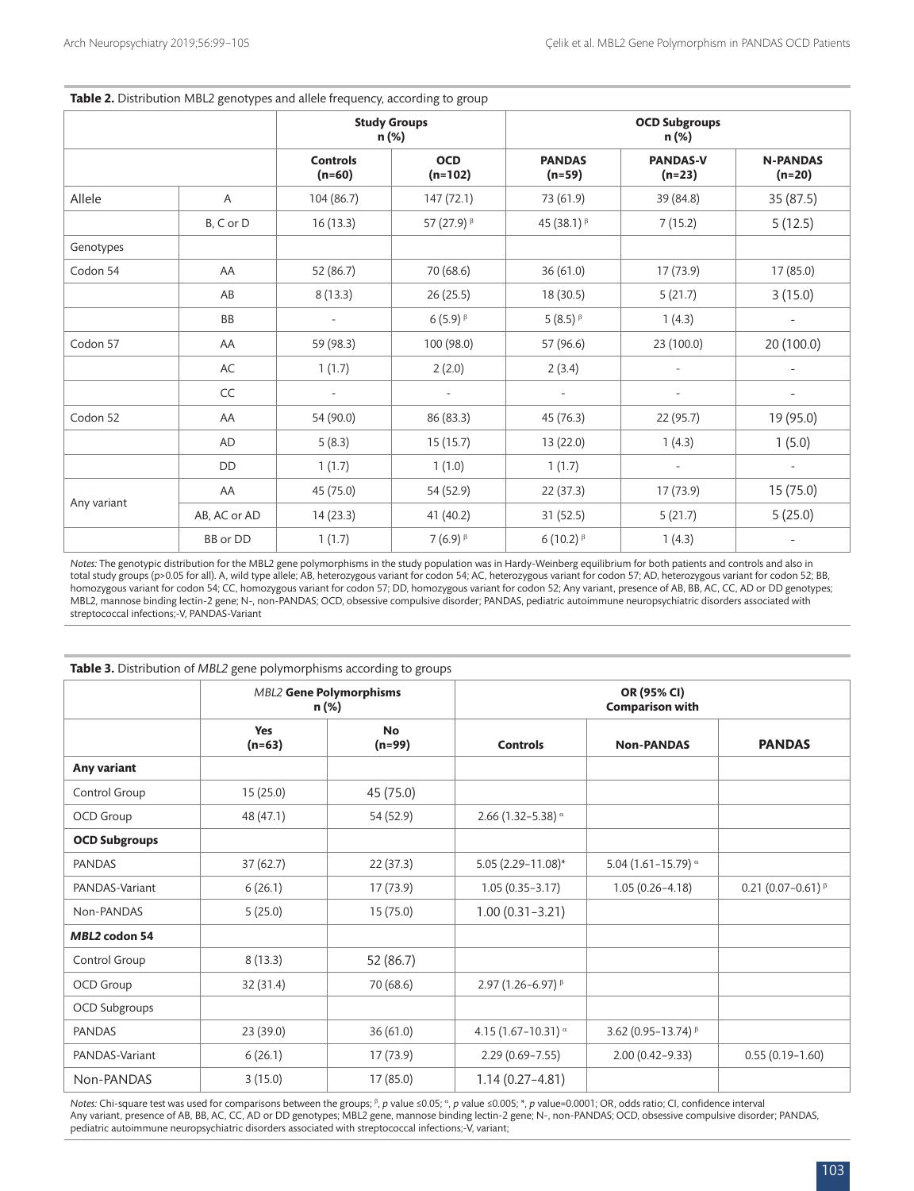**Table 2.** Distribution MBL2 genotypes and allele frequency, according to group

| | | Study Groups n (%) | | OCD Subgroups n (%) | | |
|---|---|---|---|---|---|---|
| | | Controls (n=60) | OCD (n=102) | PANDAS (n=59) | PANDAS-V (n=23) | N-PANDAS (n=20) |
| Allele | A | 104 (86.7) | 147 (72.1) | 73 (61.9) | 39 (84.8) | 35 (87.5) |
| | B, C or D | 16 (13.3) | 57 (27.9) $^{\beta}$ | 45 (38.1) $^{\beta}$ | 7 (15.2) | 5 (12.5) |
| Genotypes | | | | | | |
| Codon 54 | AA | 52 (86.7) | 70 (68.6) | 36 (61.0) | 17 (73.9) | 17 (85.0) |
| | AB | 8 (13.3) | 26 (25.5) | 18 (30.5) | 5 (21.7) | 3 (15.0) |
| | BB | - | 6 (5.9) $^{\beta}$ | 5 (8.5) $^{\beta}$ | 1 (4.3) | - |
| Codon 57 | AA | 59 (98.3) | 100 (98.0) | 57 (96.6) | 23 (100.0) | 20 (100.0) |
| | AC | 1 (1.7) | 2 (2.0) | 2 (3.4) | - | - |
| | CC | - | - | - | - | - |
| Codon 52 | AA | 54 (90.0) | 86 (83.3) | 45 (76.3) | 22 (95.7) | 19 (95.0) |
| | AD | 5 (8.3) | 15 (15.7) | 13 (22.0) | 1 (4.3) | 1 (5.0) |
| | DD | 1 (1.7) | 1 (1.0) | 1 (1.7) | - | - |
| Any variant | AA | 45 (75.0) | 54 (52.9) | 22 (37.3) | 17 (73.9) | 15 (75.0) |
| | AB, AC or AD | 14 (23.3) | 41 (40.2) | 31 (52.5) | 5 (21.7) | 5 (25.0) |
| | BB or DD | 1 (1.7) | 7 (6.9) $^{\beta}$ | 6 (10.2) $^{\beta}$ | 1 (4.3) | - |

*Notes:* The genotypic distribution for the MBL2 gene polymorphisms in the study population was in Hardy-Weinberg equilibrium for both patients and controls and also in total study groups (p>0.05 for all). A, wild type allele; AB, heterozygous variant for codon 54; AC, heterozygous variant for codon 57; AD, heterozygous variant for codon 52; BB, homozygous variant for codon 54; CC, homozygous variant for codon 57; DD, homozygous variant for codon 52; Any variant, presence of AB, BB, AC, CC, AD or DD genotypes; MBL2, mannose binding lectin-2 gene; N-, non-PANDAS; OCD, obsessive compulsive disorder; PANDAS, pediatric autoimmune neuropsychiatric disorders associated with streptococcal infections;-V, PANDAS-Variant

**Table 3.** Distribution of *MBL2* gene polymorphisms according to groups

| | *MBL2* Gene Polymorphisms n (%) | | OR (95% CI) Comparison with | | |
|---|---|---|---|---|---|
| | Yes (n=63) | No (n=99) | Controls | Non-PANDAS | PANDAS |
| **Any variant** | | | | | |
| Control Group | 15 (25.0) | 45 (75.0) | | | |
| OCD Group | 48 (47.1) | 54 (52.9) | 2.66 (1.32–5.38) $^{\alpha}$ | | |
| **OCD Subgroups** | | | | | |
| PANDAS | 37 (62.7) | 22 (37.3) | 5.05 (2.29–11.08)* | 5.04 (1.61–15.79) $^{\alpha}$ | |
| PANDAS-Variant | 6 (26.1) | 17 (73.9) | 1.05 (0.35–3.17) | 1.05 (0.26–4.18) | 0.21 (0.07–0.61) $^{\beta}$ |
| Non-PANDAS | 5 (25.0) | 15 (75.0) | 1.00 (0.31–3.21) | | |
| ***MBL2* codon 54** | | | | | |
| Control Group | 8 (13.3) | 52 (86.7) | | | |
| OCD Group | 32 (31.4) | 70 (68.6) | 2.97 (1.26–6.97) $^{\beta}$ | | |
| OCD Subgroups | | | | | |
| PANDAS | 23 (39.0) | 36 (61.0) | 4.15 (1.67–10.31) $^{\alpha}$ | 3.62 (0.95–13.74) $^{\beta}$ | |
| PANDAS-Variant | 6 (26.1) | 17 (73.9) | 2.29 (0.69–7.55) | 2.00 (0.42–9.33) | 0.55 (0.19–1.60) |
| Non-PANDAS | 3 (15.0) | 17 (85.0) | 1.14 (0.27–4.81) | | |

*Notes:* Chi-square test was used for comparisons between the groups; $^{\beta}$, *p* value ≤0.05; $^{\alpha}$, *p* value ≤0.005; \*, *p* value=0.0001; OR, odds ratio; CI, confidence interval
Any variant, presence of AB, BB, AC, CC, AD or DD genotypes; MBL2 gene, mannose binding lectin-2 gene; N-, non-PANDAS; OCD, obsessive compulsive disorder; PANDAS, pediatric autoimmune neuropsychiatric disorders associated with streptococcal infections;-V, variant;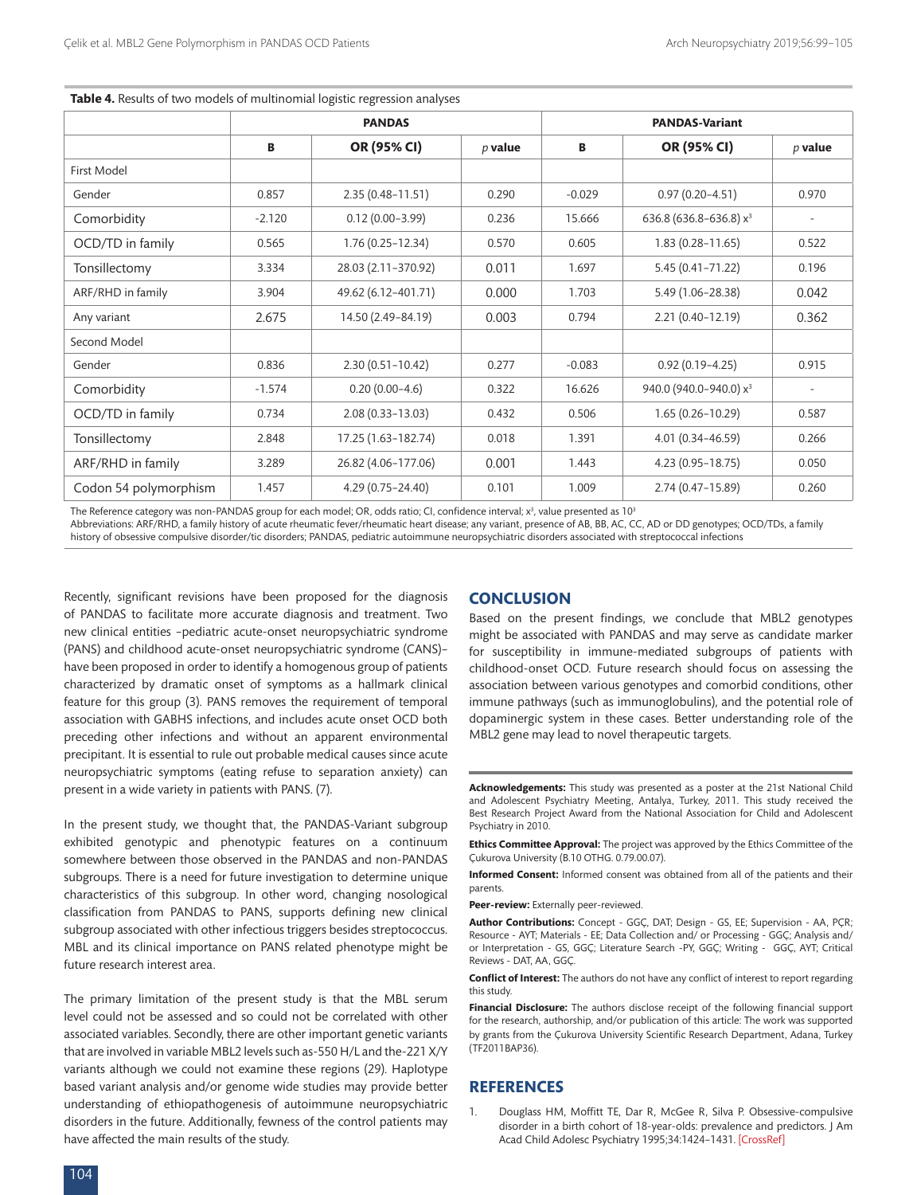**Table 4.** Results of two models of multinomial logistic regression analyses

| | PANDAS | | | PANDAS-Variant | | |
|---|---|---|---|---|---|---|
| | B | OR (95% CI) | *p* value | B | OR (95% CI) | *p* value |
| First Model | | | | | | |
| Gender | 0.857 | 2.35 (0.48–11.51) | 0.290 | -0.029 | 0.97 (0.20–4.51) | 0.970 |
| Comorbidity | -2.120 | 0.12 (0.00–3.99) | 0.236 | 15.666 | 636.8 (636.8–636.8) $x^3$ | - |
| OCD/TD in family | 0.565 | 1.76 (0.25–12.34) | 0.570 | 0.605 | 1.83 (0.28–11.65) | 0.522 |
| Tonsillectomy | 3.334 | 28.03 (2.11–370.92) | 0.011 | 1.697 | 5.45 (0.41–71.22) | 0.196 |
| ARF/RHD in family | 3.904 | 49.62 (6.12–401.71) | 0.000 | 1.703 | 5.49 (1.06–28.38) | 0.042 |
| Any variant | 2.675 | 14.50 (2.49–84.19) | 0.003 | 0.794 | 2.21 (0.40–12.19) | 0.362 |
| Second Model | | | | | | |
| Gender | 0.836 | 2.30 (0.51–10.42) | 0.277 | -0.083 | 0.92 (0.19–4.25) | 0.915 |
| Comorbidity | -1.574 | 0.20 (0.00–4.6) | 0.322 | 16.626 | 940.0 (940.0–940.0) $x^3$ | - |
| OCD/TD in family | 0.734 | 2.08 (0.33–13.03) | 0.432 | 0.506 | 1.65 (0.26–10.29) | 0.587 |
| Tonsillectomy | 2.848 | 17.25 (1.63–182.74) | 0.018 | 1.391 | 4.01 (0.34–46.59) | 0.266 |
| ARF/RHD in family | 3.289 | 26.82 (4.06–177.06) | 0.001 | 1.443 | 4.23 (0.95–18.75) | 0.050 |
| Codon 54 polymorphism | 1.457 | 4.29 (0.75–24.40) | 0.101 | 1.009 | 2.74 (0.47–15.89) | 0.260 |

The Reference category was non-PANDAS group for each model; OR, odds ratio; CI, confidence interval; $x^3$, value presented as $10^3$

Abbreviations: ARF/RHD, a family history of acute rheumatic fever/rheumatic heart disease; any variant, presence of AB, BB, AC, CC, AD or DD genotypes; OCD/TDs, a family history of obsessive compulsive disorder/tic disorders; PANDAS, pediatric autoimmune neuropsychiatric disorders associated with streptococcal infections

Recently, significant revisions have been proposed for the diagnosis of PANDAS to facilitate more accurate diagnosis and treatment. Two new clinical entities –pediatric acute-onset neuropsychiatric syndrome (PANS) and childhood acute-onset neuropsychiatric syndrome (CANS)– have been proposed in order to identify a homogenous group of patients characterized by dramatic onset of symptoms as a hallmark clinical feature for this group (3). PANS removes the requirement of temporal association with GABHS infections, and includes acute onset OCD both preceding other infections and without an apparent environmental precipitant. It is essential to rule out probable medical causes since acute neuropsychiatric symptoms (eating refuse to separation anxiety) can present in a wide variety in patients with PANS. (7).

In the present study, we thought that, the PANDAS-Variant subgroup exhibited genotypic and phenotypic features on a continuum somewhere between those observed in the PANDAS and non-PANDAS subgroups. There is a need for future investigation to determine unique characteristics of this subgroup. In other word, changing nosological classification from PANDAS to PANS, supports defining new clinical subgroup associated with other infectious triggers besides streptococcus. MBL and its clinical importance on PANS related phenotype might be future research interest area.

The primary limitation of the present study is that the MBL serum level could not be assessed and so could not be correlated with other associated variables. Secondly, there are other important genetic variants that are involved in variable MBL2 levels such as-550 H/L and the-221 X/Y variants although we could not examine these regions (29). Haplotype based variant analysis and/or genome wide studies may provide better understanding of ethiopathogenesis of autoimmune neuropsychiatric disorders in the future. Additionally, fewness of the control patients may have affected the main results of the study.

## CONCLUSION

Based on the present findings, we conclude that MBL2 genotypes might be associated with PANDAS and may serve as candidate marker for susceptibility in immune-mediated subgroups of patients with childhood-onset OCD. Future research should focus on assessing the association between various genotypes and comorbid conditions, other immune pathways (such as immunoglobulins), and the potential role of dopaminergic system in these cases. Better understanding role of the MBL2 gene may lead to novel therapeutic targets.

**Acknowledgements:** This study was presented as a poster at the 21st National Child and Adolescent Psychiatry Meeting, Antalya, Turkey, 2011. This study received the Best Research Project Award from the National Association for Child and Adolescent Psychiatry in 2010.

**Ethics Committee Approval:** The project was approved by the Ethics Committee of the Çukurova University (B.10 OTHG. 0.79.00.07).

**Informed Consent:** Informed consent was obtained from all of the patients and their parents.

**Peer-review:** Externally peer-reviewed.

**Author Contributions:** Concept - GGÇ, DAT; Design - GS, EE; Supervision - AA, PÇR; Resource - AYT; Materials - EE; Data Collection and/ or Processing - GGÇ; Analysis and/ or Interpretation - GS, GGÇ; Literature Search -PY, GGÇ; Writing - GGÇ, AYT; Critical Reviews - DAT, AA, GGÇ.

**Conflict of Interest:** The authors do not have any conflict of interest to report regarding this study.

**Financial Disclosure:** The authors disclose receipt of the following financial support for the research, authorship, and/or publication of this article: The work was supported by grants from the Çukurova University Scientific Research Department, Adana, Turkey (TF2011BAP36).

## REFERENCES

1. Douglass HM, Moffitt TE, Dar R, McGee R, Silva P. Obsessive-compulsive disorder in a birth cohort of 18-year-olds: prevalence and predictors. J Am Acad Child Adolesc Psychiatry 1995;34:1424–1431. [CrossRef]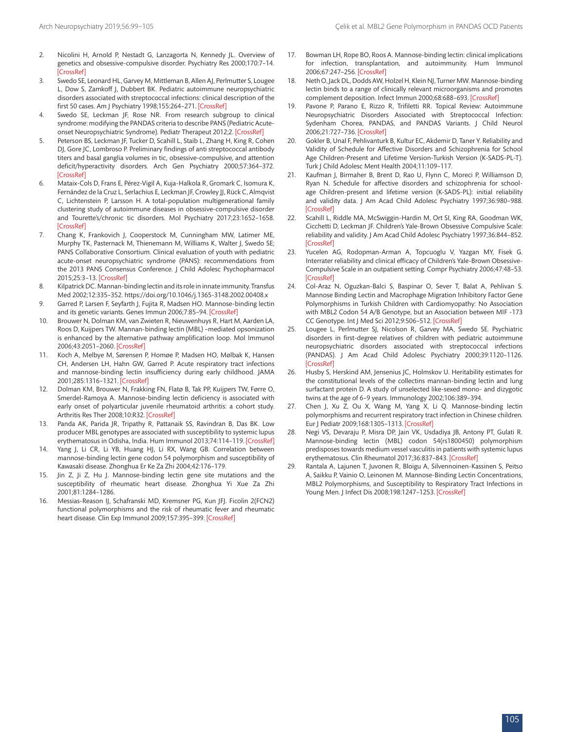2. Nicolini H, Arnold P, Nestadt G, Lanzagorta N, Kennedy JL. Overview of genetics and obsessive-compulsive disorder. Psychiatry Res 2000;170:7–14. [CrossRef]
3. Swedo SE, Leonard HL, Garvey M, Mittleman B, Allen AJ, Perlmutter S, Lougee L, Dow S, Zamkoff J, Dubbert BK. Pediatric autoimmune neuropsychiatric disorders associated with streptococcal infections: clinical description of the first 50 cases. Am J Psychiatry 1998;155:264–271. [CrossRef]
4. Swedo SE, Leckman JF, Rose NR. From research subgroup to clinical syndrome: modifying the PANDAS criteria to describe PANS (Pediatric Acute-onset Neuropsychiatric Syndrome). Pediatr Therapeut 2012;2. [CrossRef]
5. Peterson BS, Leckman JF, Tucker D, Scahill L, Staib L, Zhang H, King R, Cohen DJ, Gore JC, Lombroso P. Preliminary findings of anti streptococcal antibody titers and basal ganglia volumes in tic, obsessive-compulsive, and attention deficit/hyperactivity disorders. Arch Gen Psychiatry 2000;57:364–372. [CrossRef]
6. Mataix-Cols D, Frans E, Pérez-Vigil A, Kuja-Halkola R, Gromark C, Isomura K, Fernández de la Cruz L, Serlachius E, Leckman JF, Crowley JJ, Rück C, Almqvist C, Lichtenstein P, Larsson H. A total-population multigenerational family clustering study of autoimmune diseases in obsessive-compulsive disorder and Tourette's/chronic tic disorders. Mol Psychiatry 2017;23:1652–1658. [CrossRef]
7. Chang K, Frankovich J, Cooperstock M, Cunningham MW, Latimer ME, Murphy TK, Pasternack M, Thienemann M, Williams K, Walter J, Swedo SE; PANS Collaborative Consortium. Clinical evaluation of youth with pediatric acute-onset neuropsychiatric syndrome (PANS): recommendations from the 2013 PANS Consensus Conference. J Child Adolesc Psychopharmacol 2015;25:3–13. [CrossRef]
8. Kilpatrick DC. Mannan-binding lectin and its role in innate immunity. Transfus Med 2002;12:335–352. https://doi.org/10.1046/j.1365-3148.2002.00408.x
9. Garred P, Larsen F, Seyfarth J, Fujita R, Madsen HO. Mannose-binding lectin and its genetic variants. Genes Immun 2006;7:85–94. [CrossRef]
10. Brouwer N, Dolman KM, van Zwieten R, Nieuwenhuys R, Hart M, Aarden LA, Roos D, Kuijpers TW. Mannan-binding lectin (MBL) –mediated opsonization is enhanced by the alternative pathway amplification loop. Mol Immunol 2006;43:2051–2060. [CrossRef]
11. Koch A, Melbye M, Sørensen P, Homøe P, Madsen HO, Mølbak K, Hansen CH, Andersen LH, Hahn GW, Garred P. Acute respiratory tract infections and mannose-binding lectin insufficiency during early childhood. JAMA 2001;285:1316–1321. [CrossRef]
12. Dolman KM, Brouwer N, Frakking FN, Flatø B, Tak PP, Kuijpers TW, Førre O, Smerdel-Ramoya A. Mannose-binding lectin deficiency is associated with early onset of polyarticular juvenile rheumatoid arthritis: a cohort study. Arthritis Res Ther 2008;10:R32. [CrossRef]
13. Panda AK, Parida JR, Tripathy R, Pattanaik SS, Ravindran B, Das BK. Low producer MBL genotypes are associated with susceptibility to systemic lupus erythematosus in Odisha, India. Hum Immunol 2013;74:114–119. [CrossRef]
14. Yang J, Li CR, Li YB, Huang HJ, Li RX, Wang GB. Correlation between mannose-binding lectin gene codon 54 polymorphism and susceptibility of Kawasaki disease. Zhonghua Er Ke Za Zhi 2004;42:176–179.
15. Jin Z, Ji Z, Hu J. Mannose-binding lectin gene site mutations and the susceptibility of rheumatic heart disease. Zhonghua Yi Xue Za Zhi 2001;81:1284–1286.
16. Messias-Reason IJ, Schafranski MD, Kremsner PG, Kun JFJ. Ficolin 2(FCN2) functional polymorphisms and the risk of rheumatic fever and rheumatic heart disease. Clin Exp Immunol 2009;157:395–399. [CrossRef]
17. Bowman LH, Rope BO, Roos A. Mannose-binding lectin: clinical implications for infection, transplantation, and autoimmunity. Hum Immunol 2006;67:247–256. [CrossRef]
18. Neth O, Jack DL, Dodds AW, Holzel H, Klein NJ, Turner MW. Mannose-binding lectin binds to a range of clinically relevant microorganisms and promotes complement deposition. Infect Immun 2000;68:688–693. [CrossRef]
19. Pavone P, Parano E, Rizzo R, Trifiletti RR. Topical Review: Autoimmune Neuropsychiatric Disorders Associated with Streptococcal Infection: Sydenham Chorea, PANDAS, and PANDAS Variants. J Child Neurol 2006;21:727–736. [CrossRef]
20. Gokler B, Unal F, Pehlivanturk B, Kultur EC, Akdemir D, Taner Y. Reliability and Validity of Schedule for Affective Disorders and Schizophrenia for School Age Children-Present and Lifetime Version-Turkish Version (K-SADS-PL-T). Turk J Child Adolesc Ment Health 2004;11:109–117.
21. Kaufman J, Birmaher B, Brent D, Rao U, Flynn C, Moreci P, Williamson D, Ryan N. Schedule for affective disorders and schizophrenia for school-age Children-present and lifetime version (K-SADS-PL): initial reliability and validity data. J Am Acad Child Adolesc Psychiatry 1997;36:980–988. [CrossRef]
22. Scahill L, Riddle MA, McSwiggin-Hardin M, Ort SI, King RA, Goodman WK, Cicchetti D, Leckman JF. Children's Yale-Brown Obsessive Compulsive Scale: reliability and validity. J Am Acad Child Adolesc Psychiatry 1997;36:844–852. [CrossRef]
23. Yucelen AG, Rodopman-Arman A, Topcuoglu V, Yazgan MY, Fisek G. Interrater reliability and clinical efficacy of Children's Yale-Brown Obsessive-Compulsive Scale in an outpatient setting. Compr Psychiatry 2006;47:48–53. [CrossRef]
24. Col-Araz N, Oguzkan-Balci S, Baspinar O, Sever T, Balat A, Pehlivan S. Mannose Binding Lectin and Macrophage Migration Inhibitory Factor Gene Polymorphisms in Turkish Children with Cardiomyopathy: No Association with MBL2 Codon 54 A/B Genotype, but an Association between MIF -173 CC Genotype. Int J Med Sci 2012;9:506–512. [CrossRef]
25. Lougee L, Perlmutter SJ, Nicolson R, Garvey MA, Swedo SE. Psychiatric disorders in first-degree relatives of children with pediatric autoimmune neuropsychiatric disorders associated with streptococcal infections (PANDAS). J Am Acad Child Adolesc Psychiatry 2000;39:1120–1126. [CrossRef]
26. Husby S, Herskind AM, Jensenius JC, Holmskov U. Heritability estimates for the constitutional levels of the collectins mannan-binding lectin and lung surfactant protein D. A study of unselected like-sexed mono- and dizygotic twins at the age of 6–9 years. Immunology 2002;106:389–394.
27. Chen J, Xu Z, Ou X, Wang M, Yang X, Li Q. Mannose-binding lectin polymorphisms and recurrent respiratory tract infection in Chinese children. Eur J Pediatr 2009;168:1305–1313. [CrossRef]
28. Negi VS, Devaraju P, Misra DP, Jain VK, Usdadiya JB, Antony PT, Gulati R. Mannose-binding lectin (MBL) codon 54(rs1800450) polymorphism predisposes towards medium vessel vasculitis in patients with systemic lupus erythematosus. Clin Rheumatol 2017;36:837–843. [CrossRef]
29. Rantala A, Lajunen T, Juvonen R, Bloigu A, Silvennoinen-Kassinen S, Peitso A, Saikku P, Vainio O, Leinonen M. Mannose-Binding Lectin Concentrations, MBL2 Polymorphisms, and Susceptibility to Respiratory Tract Infections in Young Men. J Infect Dis 2008;198:1247–1253. [CrossRef]